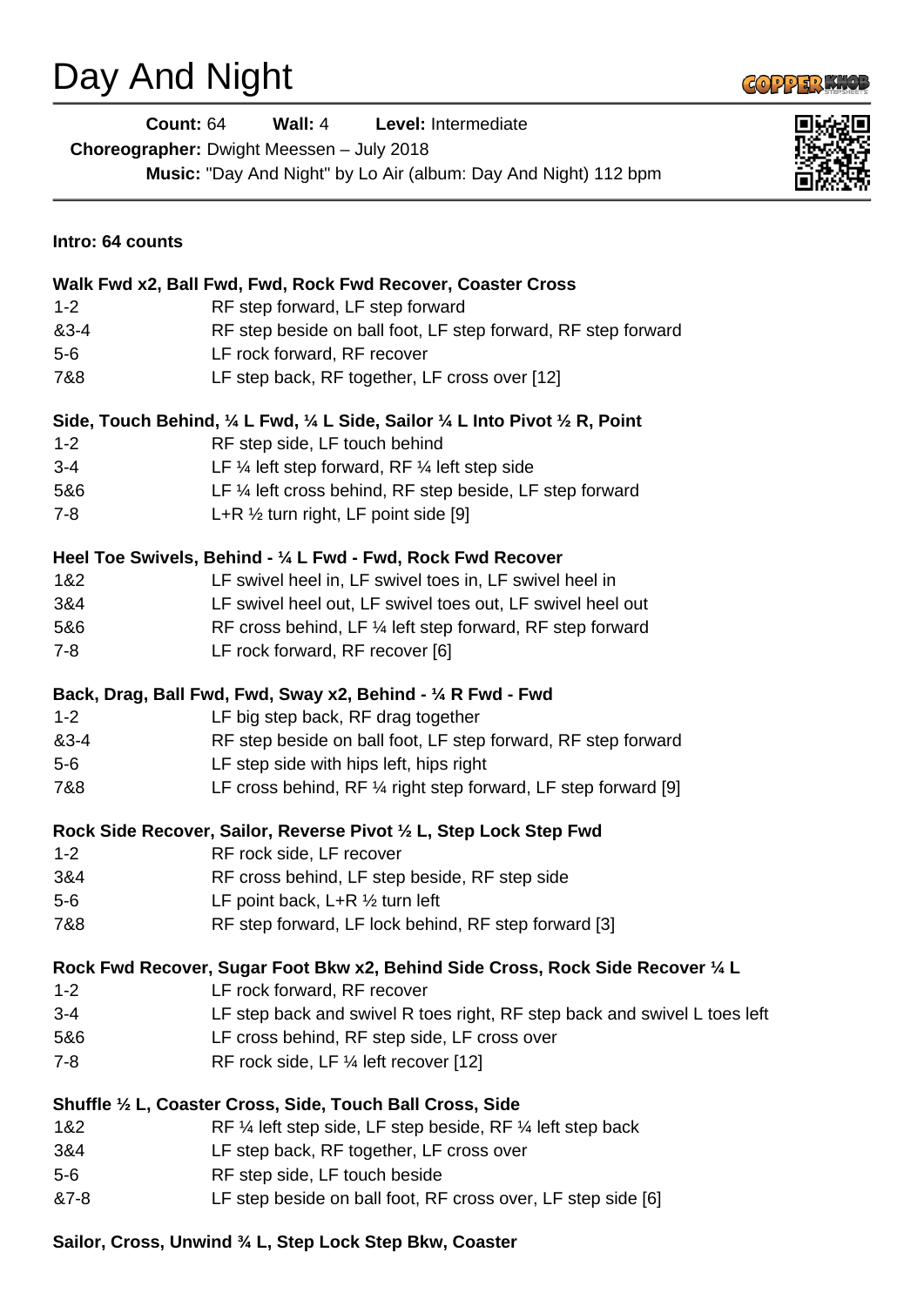# Day And Night

**Count:** 64 **Wall:** 4 **Level:** Intermediate

**Choreographer:** Dwight Meessen – July 2018

**Music:** "Day And Night" by Lo Air (album: Day And Night) 112 bpm

**Intro: 64 counts**

**Walk Fwd x2, Ball Fwd, Fwd, Rock Fwd Recover, Coaster Cross**

| | |
|---|---|
| 1-2 | RF step forward, LF step forward |
| &3-4 | RF step beside on ball foot, LF step forward, RF step forward |
| 5-6 | LF rock forward, RF recover |
| 7&8 | LF step back, RF together, LF cross over [12] |

**Side, Touch Behind, ¼ L Fwd, ¼ L Side, Sailor ¼ L Into Pivot ½ R, Point**

| | |
|---|---|
| 1-2 | RF step side, LF touch behind |
| 3-4 | LF ¼ left step forward, RF ¼ left step side |
| 5&6 | LF ¼ left cross behind, RF step beside, LF step forward |
| 7-8 | L+R ½ turn right, LF point side [9] |

**Heel Toe Swivels, Behind - ¼ L Fwd - Fwd, Rock Fwd Recover**

| | |
|---|---|
| 1&2 | LF swivel heel in, LF swivel toes in, LF swivel heel in |
| 3&4 | LF swivel heel out, LF swivel toes out, LF swivel heel out |
| 5&6 | RF cross behind, LF ¼ left step forward, RF step forward |
| 7-8 | LF rock forward, RF recover [6] |

**Back, Drag, Ball Fwd, Fwd, Sway x2, Behind - ¼ R Fwd - Fwd**

| | |
|---|---|
| 1-2 | LF big step back, RF drag together |
| &3-4 | RF step beside on ball foot, LF step forward, RF step forward |
| 5-6 | LF step side with hips left, hips right |
| 7&8 | LF cross behind, RF ¼ right step forward, LF step forward [9] |

**Rock Side Recover, Sailor, Reverse Pivot ½ L, Step Lock Step Fwd**

| | |
|---|---|
| 1-2 | RF rock side, LF recover |
| 3&4 | RF cross behind, LF step beside, RF step side |
| 5-6 | LF point back, L+R ½ turn left |
| 7&8 | RF step forward, LF lock behind, RF step forward [3] |

**Rock Fwd Recover, Sugar Foot Bkw x2, Behind Side Cross, Rock Side Recover ¼ L**

| | |
|---|---|
| 1-2 | LF rock forward, RF recover |
| 3-4 | LF step back and swivel R toes right, RF step back and swivel L toes left |
| 5&6 | LF cross behind, RF step side, LF cross over |
| 7-8 | RF rock side, LF ¼ left recover [12] |

**Shuffle ½ L, Coaster Cross, Side, Touch Ball Cross, Side**

| | |
|---|---|
| 1&2 | RF ¼ left step side, LF step beside, RF ¼ left step back |
| 3&4 | LF step back, RF together, LF cross over |
| 5-6 | RF step side, LF touch beside |
| &7-8 | LF step beside on ball foot, RF cross over, LF step side [6] |

**Sailor, Cross, Unwind ¾ L, Step Lock Step Bkw, Coaster**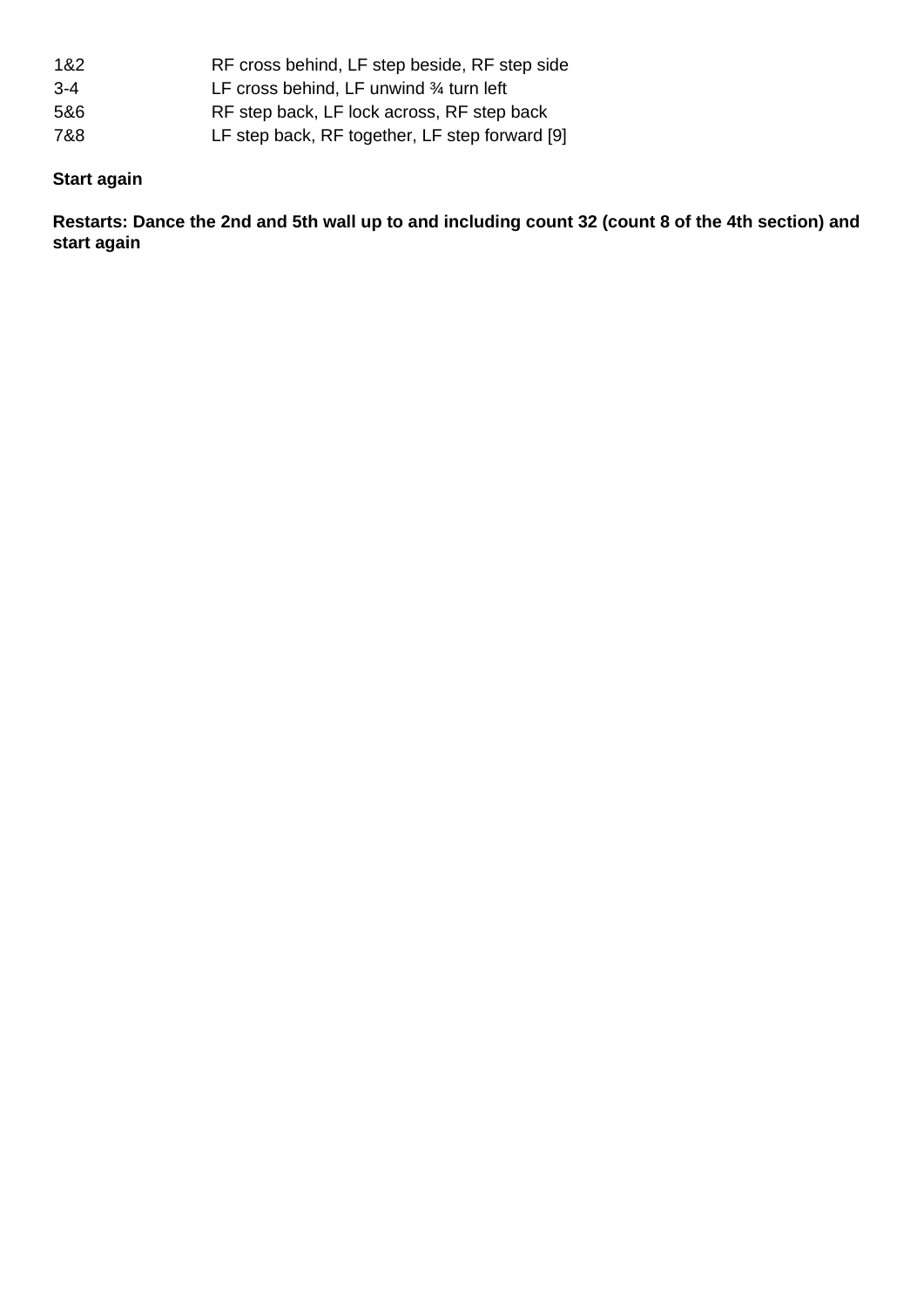| | |
|---|---|
| 1&2 | RF cross behind, LF step beside, RF step side |
| 3-4 | LF cross behind, LF unwind ¾ turn left |
| 5&6 | RF step back, LF lock across, RF step back |
| 7&8 | LF step back, RF together, LF step forward [9] |

**Start again**

**Restarts: Dance the 2nd and 5th wall up to and including count 32 (count 8 of the 4th section) and start again**